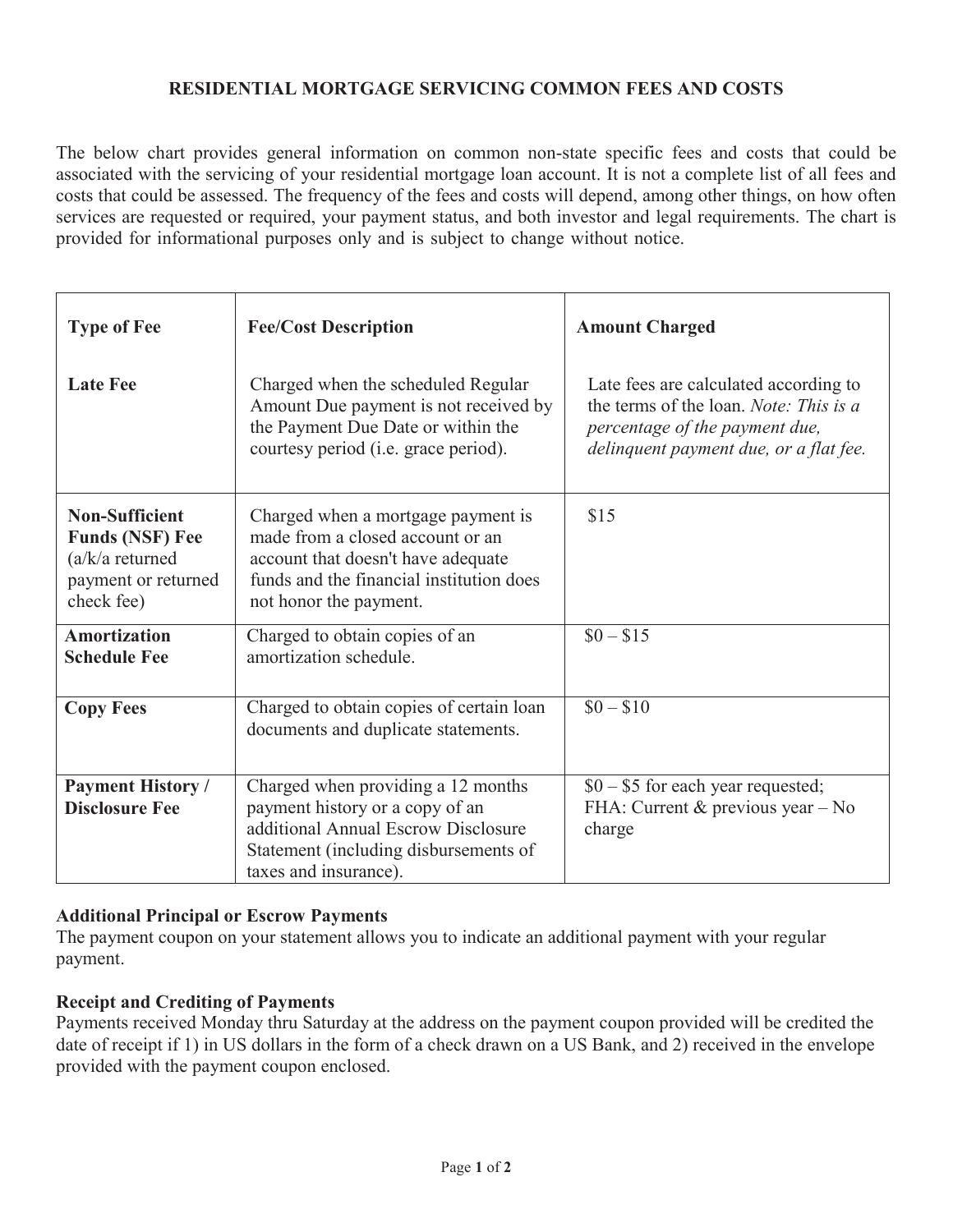# RESIDENTIAL MORTGAGE SERVICING COMMON FEES AND COSTS

The below chart provides general information on common non-state specific fees and costs that could be associated with the servicing of your residential mortgage loan account. It is not a complete list of all fees and costs that could be assessed. The frequency of the fees and costs will depend, among other things, on how often services are requested or required, your payment status, and both investor and legal requirements. The chart is provided for informational purposes only and is subject to change without notice.

| Type of Fee | Fee/Cost Description | Amount Charged |
|---|---|---|
| **Late Fee** | Charged when the scheduled Regular Amount Due payment is not received by the Payment Due Date or within the courtesy period (i.e. grace period). | Late fees are calculated according to the terms of the loan. *Note: This is a percentage of the payment due, delinquent payment due, or a flat fee.* |
| **Non-Sufficient Funds (NSF) Fee** (a/k/a returned payment or returned check fee) | Charged when a mortgage payment is made from a closed account or an account that doesn't have adequate funds and the financial institution does not honor the payment. | $15 |
| **Amortization Schedule Fee** | Charged to obtain copies of an amortization schedule. | $0 – $15 |
| **Copy Fees** | Charged to obtain copies of certain loan documents and duplicate statements. | $0 – $10 |
| **Payment History / Disclosure Fee** | Charged when providing a 12 months payment history or a copy of an additional Annual Escrow Disclosure Statement (including disbursements of taxes and insurance). | $0 – $5 for each year requested; FHA: Current & previous year – No charge |

**Additional Principal or Escrow Payments**
The payment coupon on your statement allows you to indicate an additional payment with your regular payment.

**Receipt and Crediting of Payments**
Payments received Monday thru Saturday at the address on the payment coupon provided will be credited the date of receipt if 1) in US dollars in the form of a check drawn on a US Bank, and 2) received in the envelope provided with the payment coupon enclosed.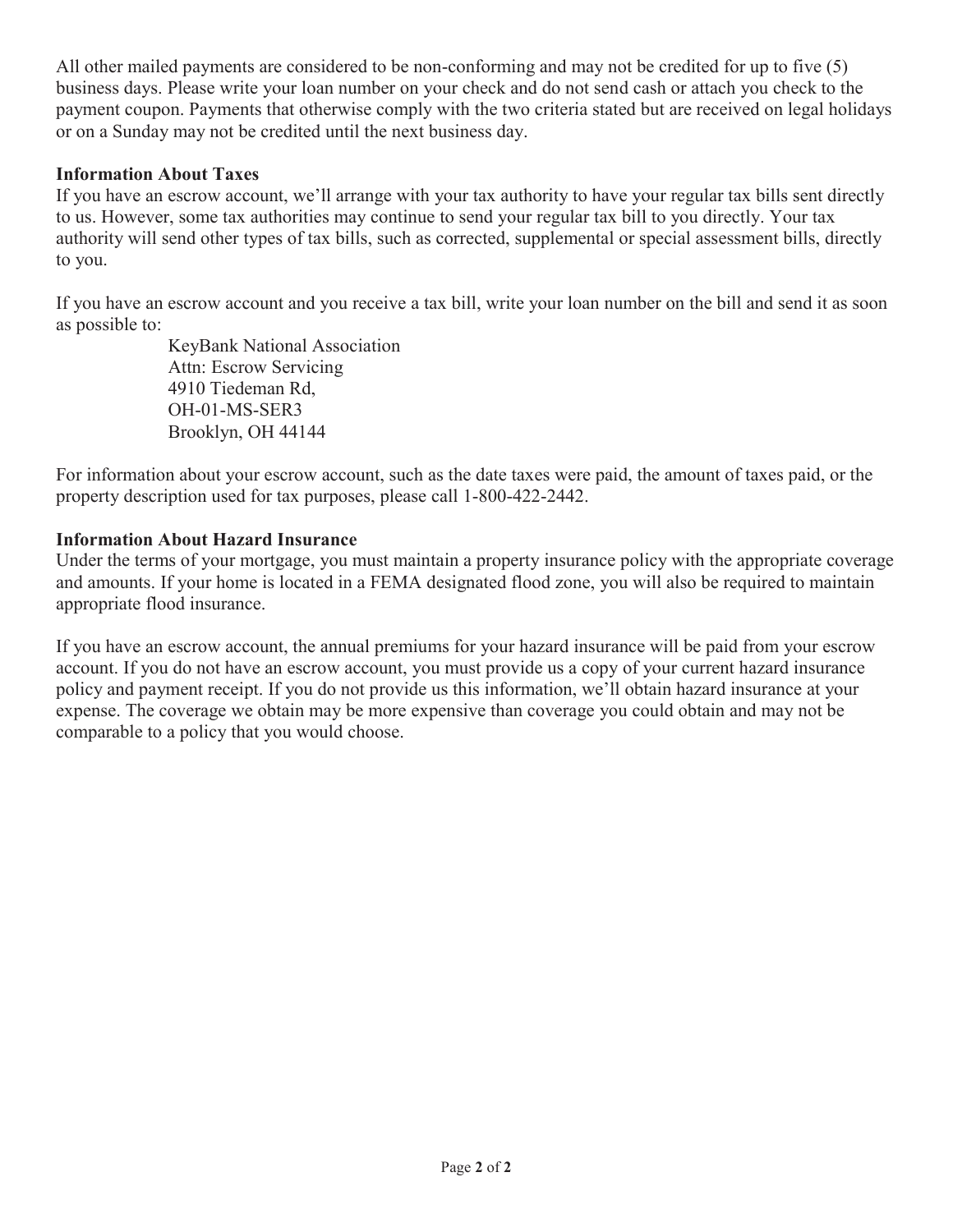All other mailed payments are considered to be non-conforming and may not be credited for up to five (5) business days. Please write your loan number on your check and do not send cash or attach you check to the payment coupon. Payments that otherwise comply with the two criteria stated but are received on legal holidays or on a Sunday may not be credited until the next business day.

**Information About Taxes**

If you have an escrow account, we'll arrange with your tax authority to have your regular tax bills sent directly to us. However, some tax authorities may continue to send your regular tax bill to you directly. Your tax authority will send other types of tax bills, such as corrected, supplemental or special assessment bills, directly to you.

If you have an escrow account and you receive a tax bill, write your loan number on the bill and send it as soon as possible to:

KeyBank National Association
Attn: Escrow Servicing
4910 Tiedeman Rd,
OH-01-MS-SER3
Brooklyn, OH 44144

For information about your escrow account, such as the date taxes were paid, the amount of taxes paid, or the property description used for tax purposes, please call 1-800-422-2442.

**Information About Hazard Insurance**

Under the terms of your mortgage, you must maintain a property insurance policy with the appropriate coverage and amounts. If your home is located in a FEMA designated flood zone, you will also be required to maintain appropriate flood insurance.

If you have an escrow account, the annual premiums for your hazard insurance will be paid from your escrow account. If you do not have an escrow account, you must provide us a copy of your current hazard insurance policy and payment receipt. If you do not provide us this information, we'll obtain hazard insurance at your expense. The coverage we obtain may be more expensive than coverage you could obtain and may not be comparable to a policy that you would choose.